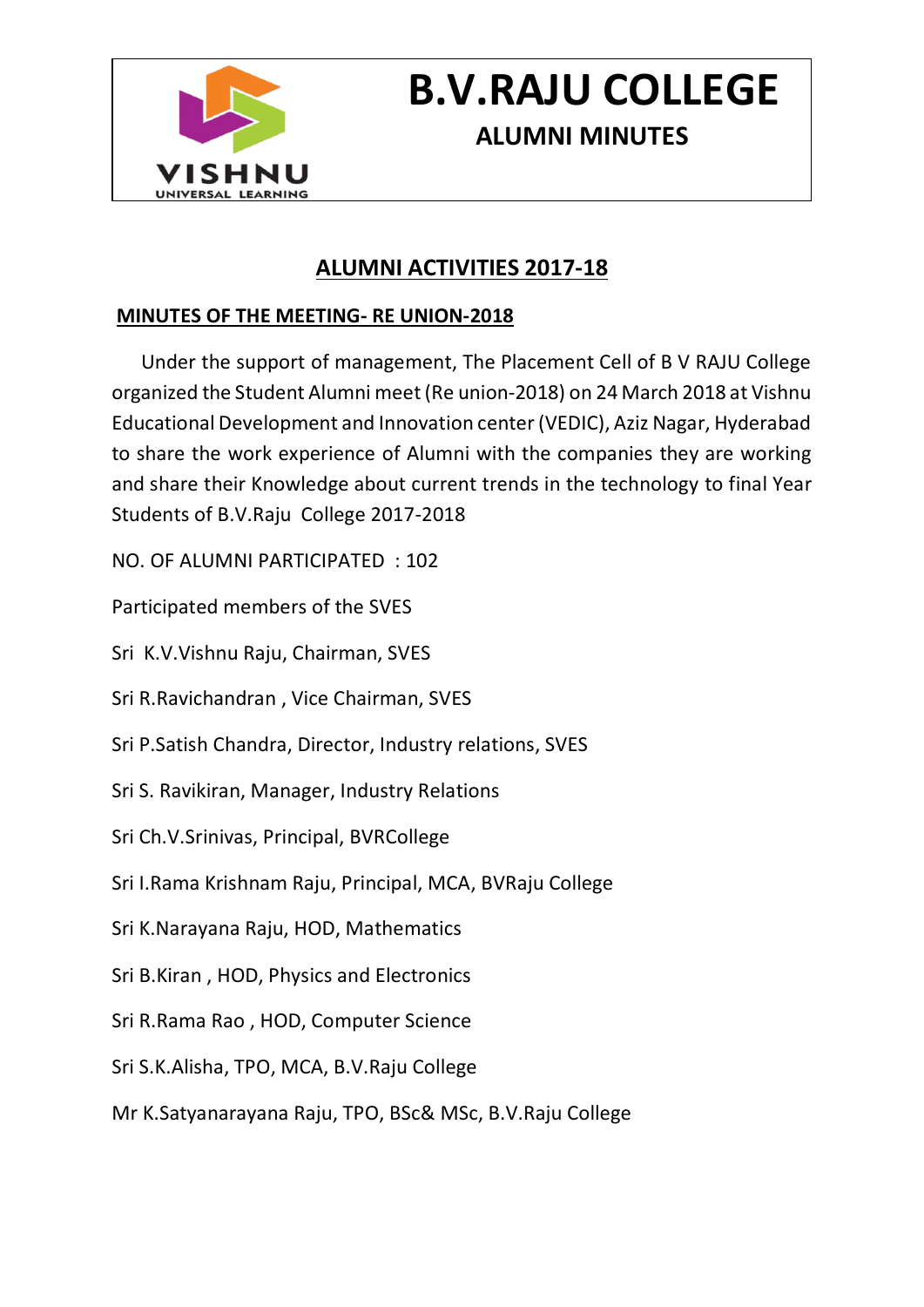# B.V.RAJU COLLEGE

## ALUMNI MINUTES

## ALUMNI ACTIVITIES 2017-18

### MINUTES OF THE MEETING- RE UNION-2018

Under the support of management, The Placement Cell of B V RAJU College organized the Student Alumni meet (Re union-2018) on 24 March 2018 at Vishnu Educational Development and Innovation center (VEDIC), Aziz Nagar, Hyderabad to share the work experience of Alumni with the companies they are working and share their Knowledge about current trends in the technology to final Year Students of B.V.Raju College 2017-2018

NO. OF ALUMNI PARTICIPATED : 102

Participated members of the SVES

Sri K.V.Vishnu Raju, Chairman, SVES

Sri R.Ravichandran , Vice Chairman, SVES

Sri P.Satish Chandra, Director, Industry relations, SVES

Sri S. Ravikiran, Manager, Industry Relations

Sri Ch.V.Srinivas, Principal, BVRCollege

Sri I.Rama Krishnam Raju, Principal, MCA, BVRaju College

Sri K.Narayana Raju, HOD, Mathematics

Sri B.Kiran , HOD, Physics and Electronics

Sri R.Rama Rao , HOD, Computer Science

Sri S.K.Alisha, TPO, MCA, B.V.Raju College

Mr K.Satyanarayana Raju, TPO, BSc& MSc, B.V.Raju College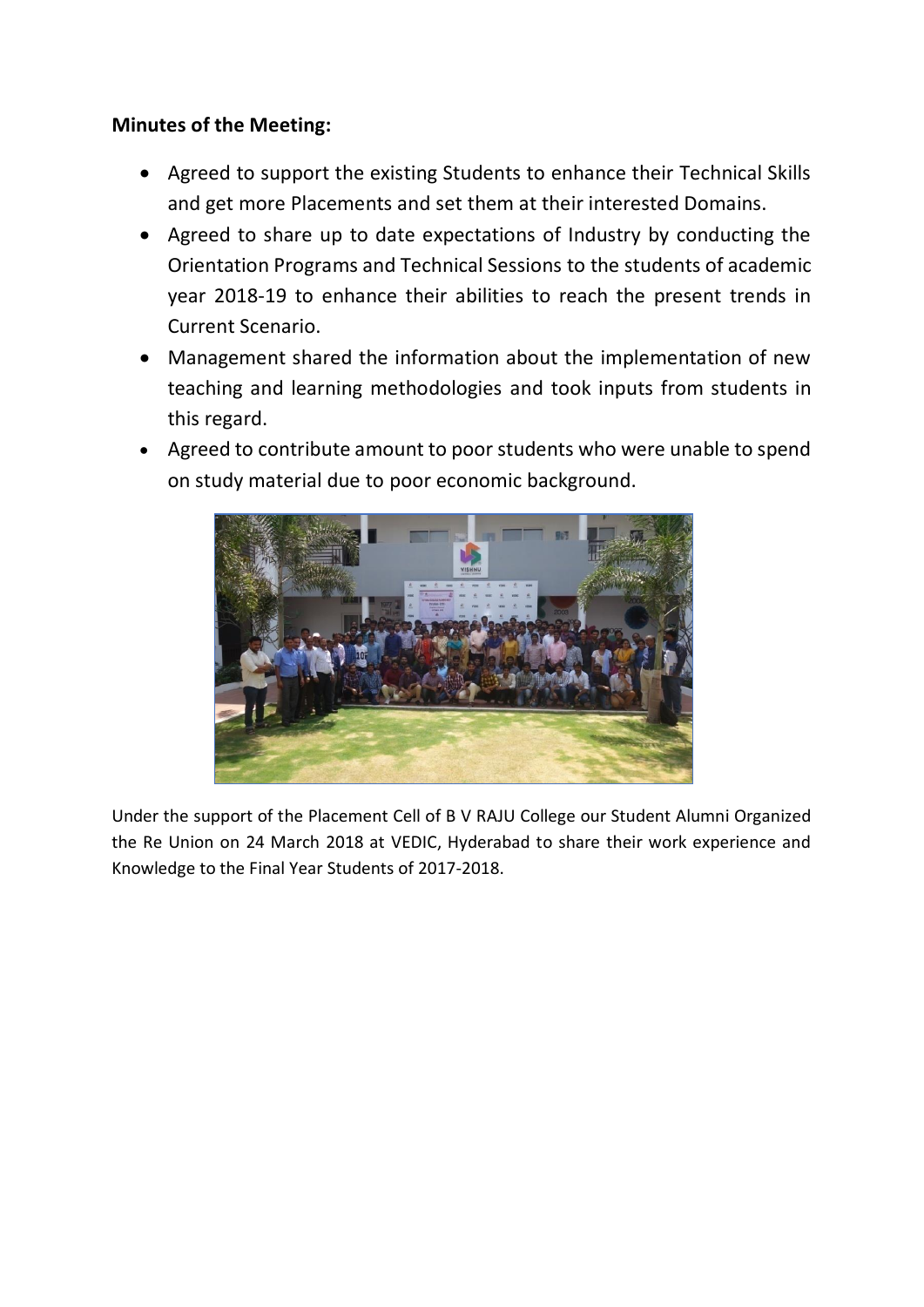**Minutes of the Meeting:**

- Agreed to support the existing Students to enhance their Technical Skills and get more Placements and set them at their interested Domains.
- Agreed to share up to date expectations of Industry by conducting the Orientation Programs and Technical Sessions to the students of academic year 2018-19 to enhance their abilities to reach the present trends in Current Scenario.
- Management shared the information about the implementation of new teaching and learning methodologies and took inputs from students in this regard.
- Agreed to contribute amount to poor students who were unable to spend on study material due to poor economic background.

Under the support of the Placement Cell of B V RAJU College our Student Alumni Organized the Re Union on 24 March 2018 at VEDIC, Hyderabad to share their work experience and Knowledge to the Final Year Students of 2017-2018.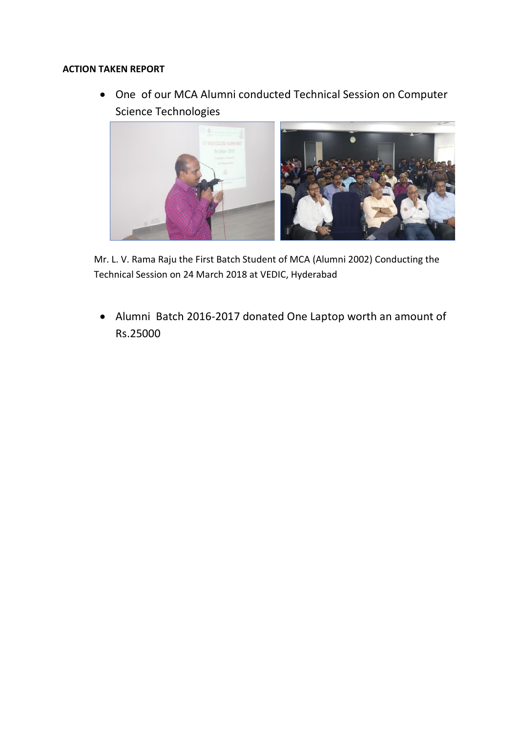**ACTION TAKEN REPORT**

- One of our MCA Alumni conducted Technical Session on Computer Science Technologies

Mr. L. V. Rama Raju the First Batch Student of MCA (Alumni 2002) Conducting the Technical Session on 24 March 2018 at VEDIC, Hyderabad

- Alumni Batch 2016-2017 donated One Laptop worth an amount of Rs.25000